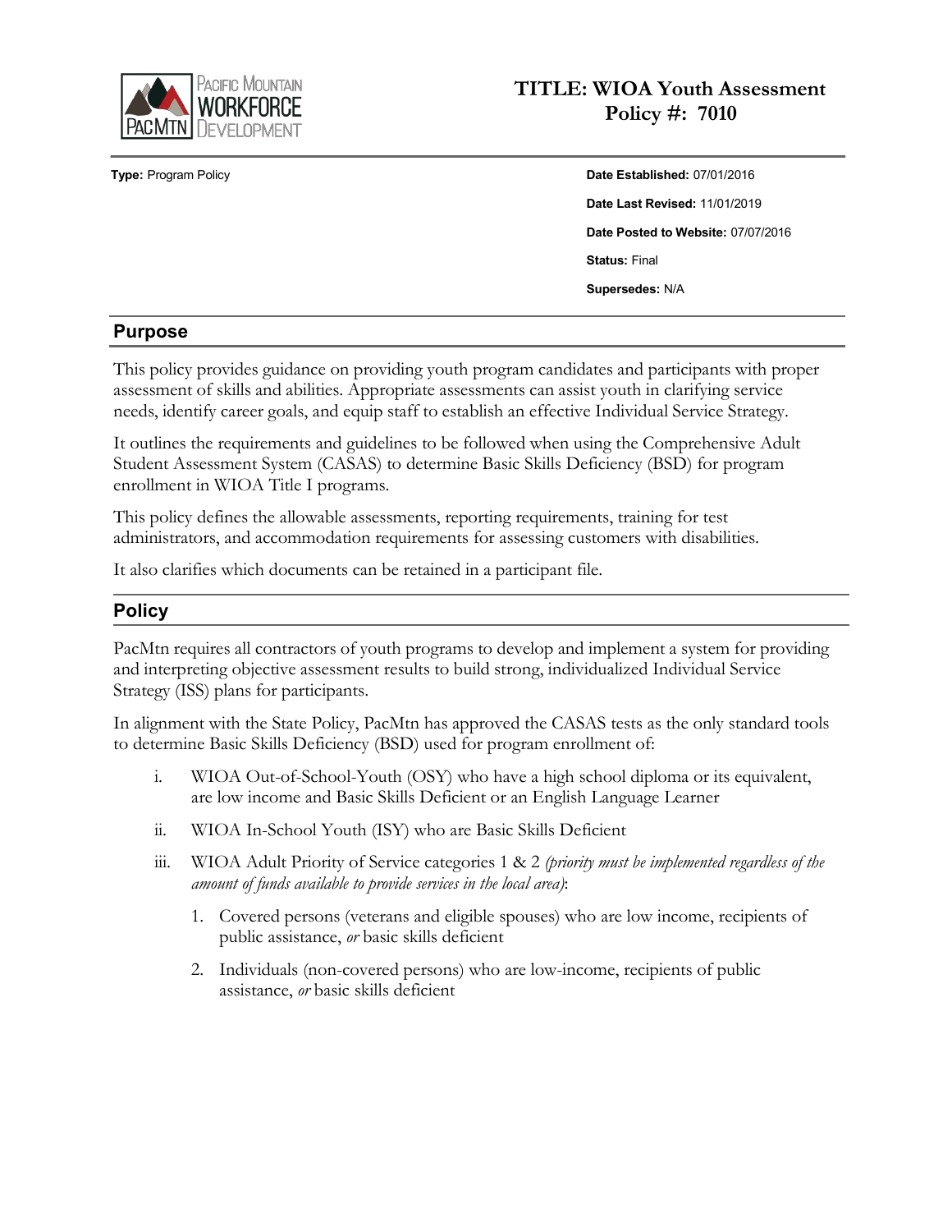# TITLE: WIOA Youth Assessment Policy #: 7010

**Type:** Program Policy

**Date Established:** 07/01/2016

**Date Last Revised:** 11/01/2019

**Date Posted to Website:** 07/07/2016

**Status:** Final

**Supersedes:** N/A

## Purpose

This policy provides guidance on providing youth program candidates and participants with proper assessment of skills and abilities. Appropriate assessments can assist youth in clarifying service needs, identify career goals, and equip staff to establish an effective Individual Service Strategy.

It outlines the requirements and guidelines to be followed when using the Comprehensive Adult Student Assessment System (CASAS) to determine Basic Skills Deficiency (BSD) for program enrollment in WIOA Title I programs.

This policy defines the allowable assessments, reporting requirements, training for test administrators, and accommodation requirements for assessing customers with disabilities.

It also clarifies which documents can be retained in a participant file.

## Policy

PacMtn requires all contractors of youth programs to develop and implement a system for providing and interpreting objective assessment results to build strong, individualized Individual Service Strategy (ISS) plans for participants.

In alignment with the State Policy, PacMtn has approved the CASAS tests as the only standard tools to determine Basic Skills Deficiency (BSD) used for program enrollment of:

i. WIOA Out-of-School-Youth (OSY) who have a high school diploma or its equivalent, are low income and Basic Skills Deficient or an English Language Learner

ii. WIOA In-School Youth (ISY) who are Basic Skills Deficient

iii. WIOA Adult Priority of Service categories 1 & 2 *(priority must be implemented regardless of the amount of funds available to provide services in the local area)*:

  1. Covered persons (veterans and eligible spouses) who are low income, recipients of public assistance, *or* basic skills deficient
  2. Individuals (non-covered persons) who are low-income, recipients of public assistance, *or* basic skills deficient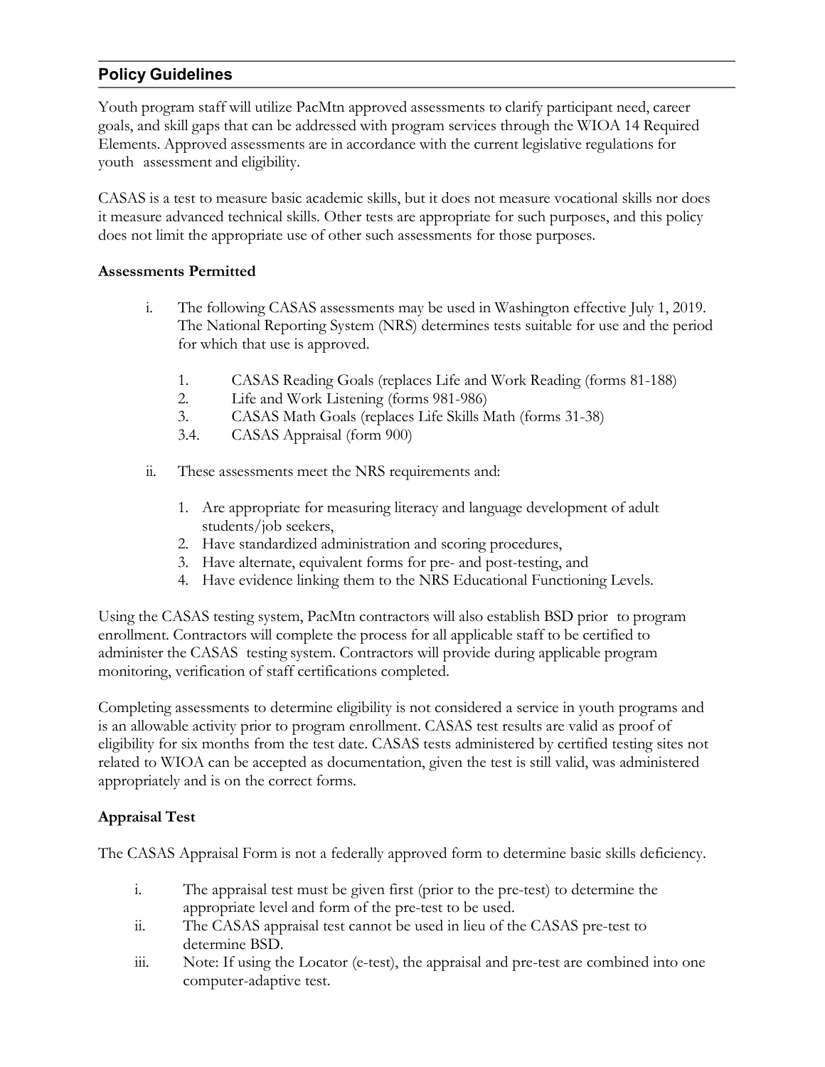## Policy Guidelines

Youth program staff will utilize PacMtn approved assessments to clarify participant need, career goals, and skill gaps that can be addressed with program services through the WIOA 14 Required Elements. Approved assessments are in accordance with the current legislative regulations for youth assessment and eligibility.

CASAS is a test to measure basic academic skills, but it does not measure vocational skills nor does it measure advanced technical skills. Other tests are appropriate for such purposes, and this policy does not limit the appropriate use of other such assessments for those purposes.

**Assessments Permitted**

i. The following CASAS assessments may be used in Washington effective July 1, 2019. The National Reporting System (NRS) determines tests suitable for use and the period for which that use is approved.

   1. CASAS Reading Goals (replaces Life and Work Reading (forms 81-188)
   2. Life and Work Listening (forms 981-986)
   3. CASAS Math Goals (replaces Life Skills Math (forms 31-38)
   3.4. CASAS Appraisal (form 900)

ii. These assessments meet the NRS requirements and:

   1. Are appropriate for measuring literacy and language development of adult students/job seekers,
   2. Have standardized administration and scoring procedures,
   3. Have alternate, equivalent forms for pre- and post-testing, and
   4. Have evidence linking them to the NRS Educational Functioning Levels.

Using the CASAS testing system, PacMtn contractors will also establish BSD prior to program enrollment. Contractors will complete the process for all applicable staff to be certified to administer the CASAS testing system. Contractors will provide during applicable program monitoring, verification of staff certifications completed.

Completing assessments to determine eligibility is not considered a service in youth programs and is an allowable activity prior to program enrollment. CASAS test results are valid as proof of eligibility for six months from the test date. CASAS tests administered by certified testing sites not related to WIOA can be accepted as documentation, given the test is still valid, was administered appropriately and is on the correct forms.

**Appraisal Test**

The CASAS Appraisal Form is not a federally approved form to determine basic skills deficiency.

i. The appraisal test must be given first (prior to the pre-test) to determine the appropriate level and form of the pre-test to be used.
ii. The CASAS appraisal test cannot be used in lieu of the CASAS pre-test to determine BSD.
iii. Note: If using the Locator (e-test), the appraisal and pre-test are combined into one computer-adaptive test.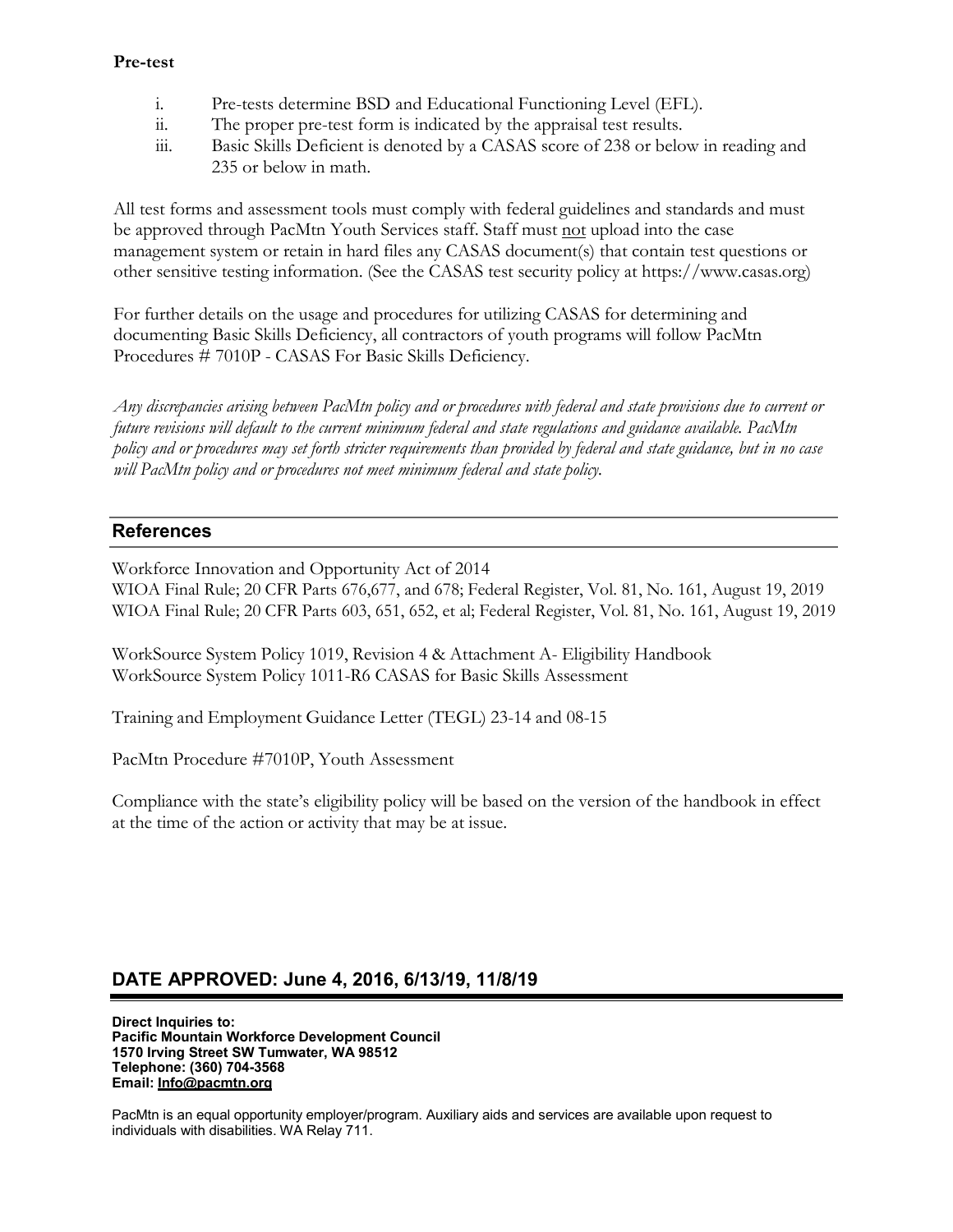**Pre-test**

i. Pre-tests determine BSD and Educational Functioning Level (EFL).
ii. The proper pre-test form is indicated by the appraisal test results.
iii. Basic Skills Deficient is denoted by a CASAS score of 238 or below in reading and 235 or below in math.

All test forms and assessment tools must comply with federal guidelines and standards and must be approved through PacMtn Youth Services staff. Staff must not upload into the case management system or retain in hard files any CASAS document(s) that contain test questions or other sensitive testing information. (See the CASAS test security policy at https://www.casas.org)

For further details on the usage and procedures for utilizing CASAS for determining and documenting Basic Skills Deficiency, all contractors of youth programs will follow PacMtn Procedures # 7010P - CASAS For Basic Skills Deficiency.

*Any discrepancies arising between PacMtn policy and or procedures with federal and state provisions due to current or future revisions will default to the current minimum federal and state regulations and guidance available. PacMtn policy and or procedures may set forth stricter requirements than provided by federal and state guidance, but in no case will PacMtn policy and or procedures not meet minimum federal and state policy.*

## References

Workforce Innovation and Opportunity Act of 2014
WIOA Final Rule; 20 CFR Parts 676,677, and 678; Federal Register, Vol. 81, No. 161, August 19, 2019
WIOA Final Rule; 20 CFR Parts 603, 651, 652, et al; Federal Register, Vol. 81, No. 161, August 19, 2019

WorkSource System Policy 1019, Revision 4 & Attachment A- Eligibility Handbook
WorkSource System Policy 1011-R6 CASAS for Basic Skills Assessment

Training and Employment Guidance Letter (TEGL) 23-14 and 08-15

PacMtn Procedure #7010P, Youth Assessment

Compliance with the state's eligibility policy will be based on the version of the handbook in effect at the time of the action or activity that may be at issue.

## DATE APPROVED: June 4, 2016, 6/13/19, 11/8/19

**Direct Inquiries to:**
**Pacific Mountain Workforce Development Council**
**1570 Irving Street SW Tumwater, WA 98512**
**Telephone: (360) 704-3568**
**Email: Info@pacmtn.org**

PacMtn is an equal opportunity employer/program. Auxiliary aids and services are available upon request to individuals with disabilities. WA Relay 711.